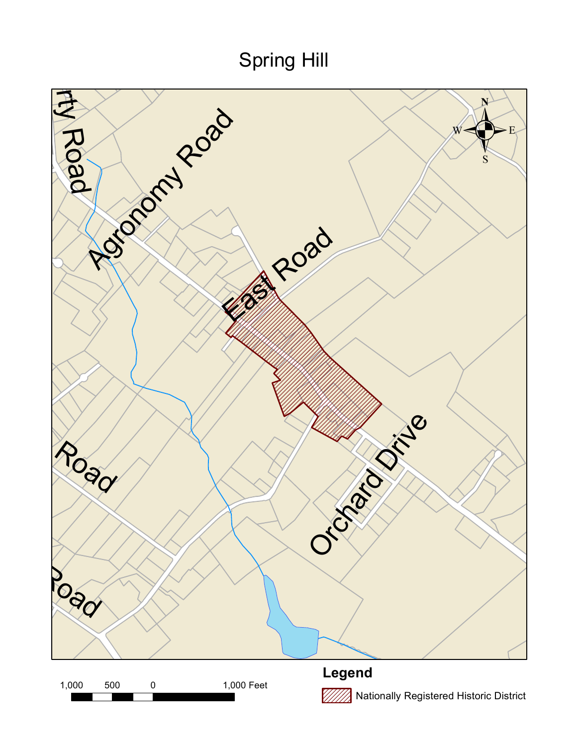# Spring Hill

rty Road

Agronomy Road

East Road

Road

Road

Orchard Drive

N

W E

S

1,000 500 0 1,000 Feet

**Legend**

Nationally Registered Historic District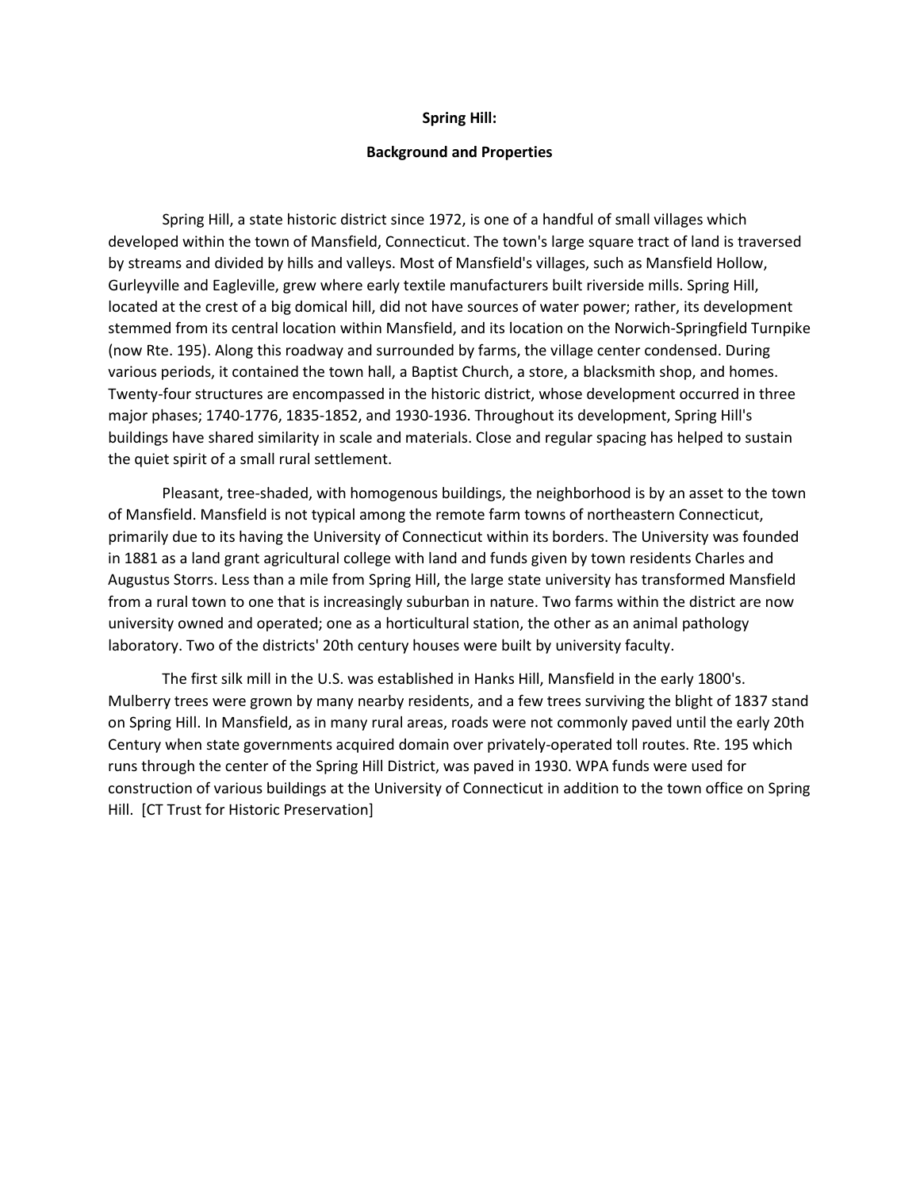**Spring Hill:**

**Background and Properties**

Spring Hill, a state historic district since 1972, is one of a handful of small villages which developed within the town of Mansfield, Connecticut. The town's large square tract of land is traversed by streams and divided by hills and valleys. Most of Mansfield's villages, such as Mansfield Hollow, Gurleyville and Eagleville, grew where early textile manufacturers built riverside mills. Spring Hill, located at the crest of a big domical hill, did not have sources of water power; rather, its development stemmed from its central location within Mansfield, and its location on the Norwich-Springfield Turnpike (now Rte. 195). Along this roadway and surrounded by farms, the village center condensed. During various periods, it contained the town hall, a Baptist Church, a store, a blacksmith shop, and homes. Twenty-four structures are encompassed in the historic district, whose development occurred in three major phases; 1740-1776, 1835-1852, and 1930-1936. Throughout its development, Spring Hill's buildings have shared similarity in scale and materials. Close and regular spacing has helped to sustain the quiet spirit of a small rural settlement.

Pleasant, tree-shaded, with homogenous buildings, the neighborhood is by an asset to the town of Mansfield. Mansfield is not typical among the remote farm towns of northeastern Connecticut, primarily due to its having the University of Connecticut within its borders. The University was founded in 1881 as a land grant agricultural college with land and funds given by town residents Charles and Augustus Storrs. Less than a mile from Spring Hill, the large state university has transformed Mansfield from a rural town to one that is increasingly suburban in nature. Two farms within the district are now university owned and operated; one as a horticultural station, the other as an animal pathology laboratory. Two of the districts' 20th century houses were built by university faculty.

The first silk mill in the U.S. was established in Hanks Hill, Mansfield in the early 1800's. Mulberry trees were grown by many nearby residents, and a few trees surviving the blight of 1837 stand on Spring Hill. In Mansfield, as in many rural areas, roads were not commonly paved until the early 20th Century when state governments acquired domain over privately-operated toll routes. Rte. 195 which runs through the center of the Spring Hill District, was paved in 1930. WPA funds were used for construction of various buildings at the University of Connecticut in addition to the town office on Spring Hill. [CT Trust for Historic Preservation]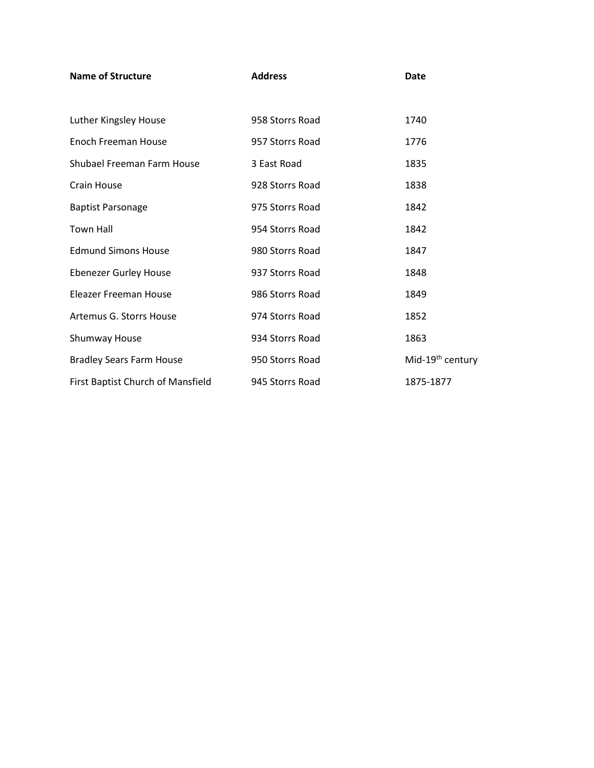| Name of Structure | Address | Date |
|---|---|---|
| Luther Kingsley House | 958 Storrs Road | 1740 |
| Enoch Freeman House | 957 Storrs Road | 1776 |
| Shubael Freeman Farm House | 3 East Road | 1835 |
| Crain House | 928 Storrs Road | 1838 |
| Baptist Parsonage | 975 Storrs Road | 1842 |
| Town Hall | 954 Storrs Road | 1842 |
| Edmund Simons House | 980 Storrs Road | 1847 |
| Ebenezer Gurley House | 937 Storrs Road | 1848 |
| Eleazer Freeman House | 986 Storrs Road | 1849 |
| Artemus G. Storrs House | 974 Storrs Road | 1852 |
| Shumway House | 934 Storrs Road | 1863 |
| Bradley Sears Farm House | 950 Storrs Road | Mid-19th century |
| First Baptist Church of Mansfield | 945 Storrs Road | 1875-1877 |